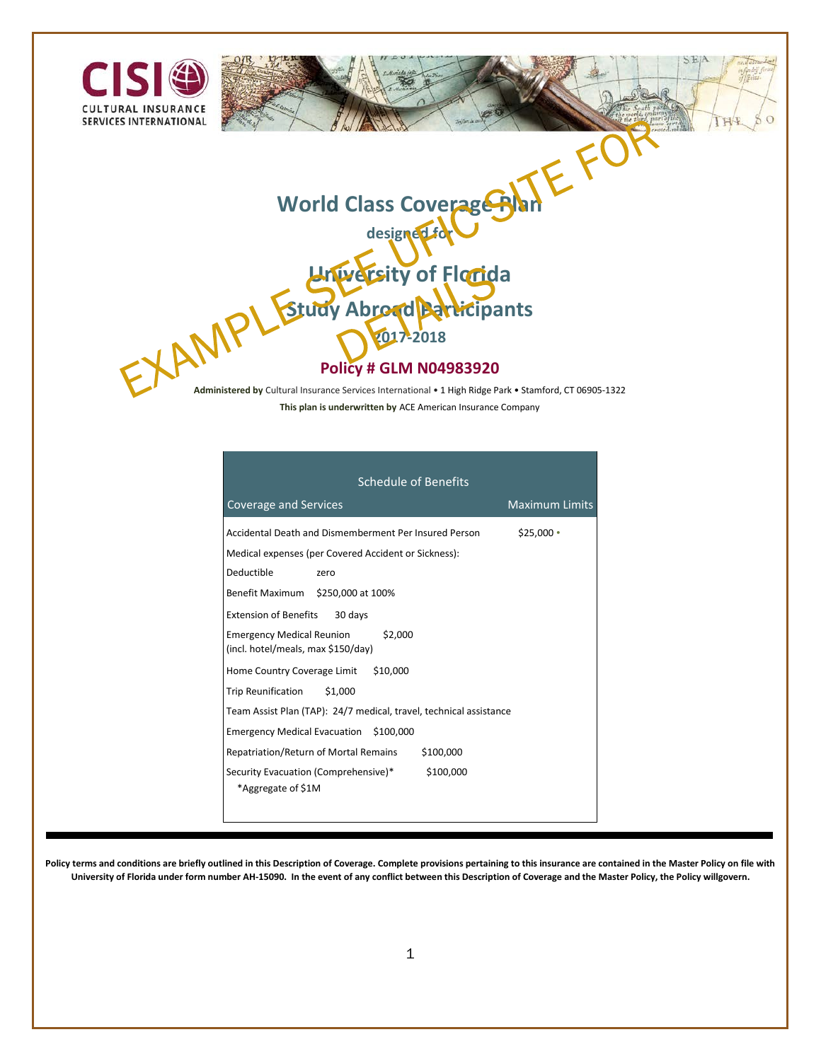CISI — CULTURAL INSURANCE SERVICES INTERNATIONAL

EXAMPLE SEE UFIC SITE FOR DETAILS

# World Class Coverage Plan

**designed for**

## University of Florida Study Abroad Participants

**2017-2018**

**Policy # GLM N04983920**

**Administered by** Cultural Insurance Services International • 1 High Ridge Park • Stamford, CT 06905-1322

**This plan is underwritten by** ACE American Insurance Company

| Schedule of Benefits | |
|---|---|
| **Coverage and Services** | **Maximum Limits** |
| Accidental Death and Dismemberment Per Insured Person | $25,000 |
| Medical expenses (per Covered Accident or Sickness): | |
| Deductible | zero |
| Benefit Maximum | $250,000 at 100% |
| Extension of Benefits | 30 days |
| Emergency Medical Reunion (incl. hotel/meals, max $150/day) | $2,000 |
| Home Country Coverage Limit | $10,000 |
| Trip Reunification | $1,000 |
| Team Assist Plan (TAP): 24/7 medical, travel, technical assistance | |
| Emergency Medical Evacuation | $100,000 |
| Repatriation/Return of Mortal Remains | $100,000 |
| Security Evacuation (Comprehensive)* | $100,000 |
| *Aggregate of $1M | |

**Policy terms and conditions are briefly outlined in this Description of Coverage. Complete provisions pertaining to this insurance are contained in the Master Policy on file with University of Florida under form number AH-15090. In the event of any conflict between this Description of Coverage and the Master Policy, the Policy willgovern.**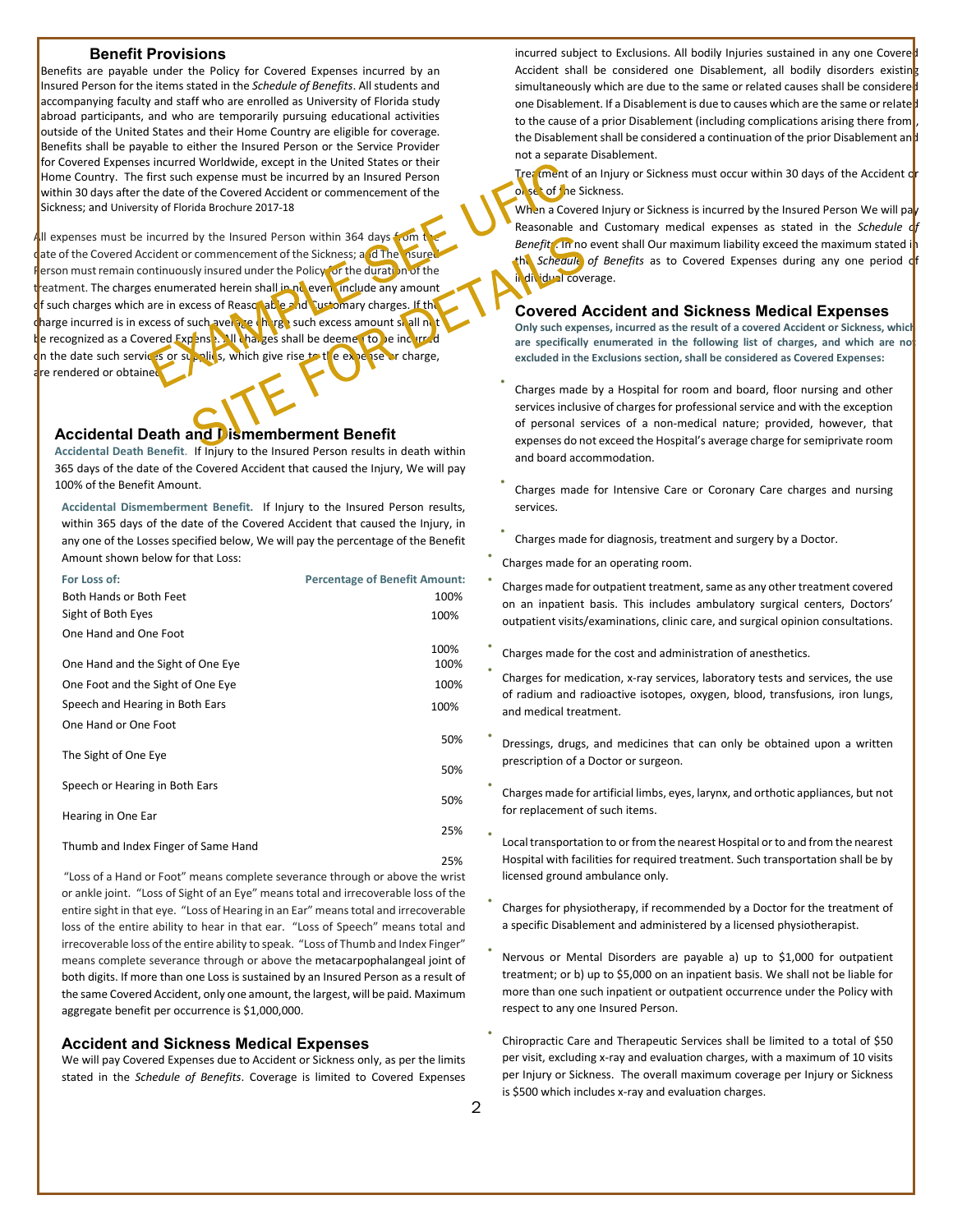## Benefit Provisions

Benefits are payable under the Policy for Covered Expenses incurred by an Insured Person for the items stated in the *Schedule of Benefits*. All students and accompanying faculty and staff who are enrolled as University of Florida study abroad participants, and who are temporarily pursuing educational activities outside of the United States and their Home Country are eligible for coverage. Benefits shall be payable to either the Insured Person or the Service Provider for Covered Expenses incurred Worldwide, except in the United States or their Home Country. The first such expense must be incurred by an Insured Person within 30 days after the date of the Covered Accident or commencement of the Sickness; and University of Florida Brochure 2017-18

All expenses must be incurred by the Insured Person within 364 days from the date of the Covered Accident or commencement of the Sickness; and The Insured Person must remain continuously insured under the Policy for the duration of the treatment. The charges enumerated herein shall in no event include any amount of such charges which are in excess of Reasonable and Customary charges. If the charge incurred is in excess of such average charge such excess amount shall not be recognized as a Covered Expense. All charges shall be deemed to be incurred on the date such services or supplies, which give rise to the expense or charge, are rendered or obtained.

EXAMPLE SEE UFIC SITE FOR DETAILS

## Accidental Death and Dismemberment Benefit

**Accidental Death Benefit.** If Injury to the Insured Person results in death within 365 days of the date of the Covered Accident that caused the Injury, We will pay 100% of the Benefit Amount.

**Accidental Dismemberment Benefit.** If Injury to the Insured Person results, within 365 days of the date of the Covered Accident that caused the Injury, in any one of the Losses specified below, We will pay the percentage of the Benefit Amount shown below for that Loss:

| For Loss of: | Percentage of Benefit Amount: |
|---|---|
| Both Hands or Both Feet | 100% |
| Sight of Both Eyes | 100% |
| One Hand and One Foot | 100% |
| One Hand and the Sight of One Eye | 100% |
| One Foot and the Sight of One Eye | 100% |
| Speech and Hearing in Both Ears | 100% |
| One Hand or One Foot | 50% |
| The Sight of One Eye | 50% |
| Speech or Hearing in Both Ears | 50% |
| Hearing in One Ear | 25% |
| Thumb and Index Finger of Same Hand | 25% |

"Loss of a Hand or Foot" means complete severance through or above the wrist or ankle joint. "Loss of Sight of an Eye" means total and irrecoverable loss of the entire sight in that eye. "Loss of Hearing in an Ear" means total and irrecoverable loss of the entire ability to hear in that ear. "Loss of Speech" means total and irrecoverable loss of the entire ability to speak. "Loss of Thumb and Index Finger" means complete severance through or above the metacarpophalangeal joint of both digits. If more than one Loss is sustained by an Insured Person as a result of the same Covered Accident, only one amount, the largest, will be paid. Maximum aggregate benefit per occurrence is $1,000,000.

## Accident and Sickness Medical Expenses

We will pay Covered Expenses due to Accident or Sickness only, as per the limits stated in the *Schedule of Benefits*. Coverage is limited to Covered Expenses incurred subject to Exclusions. All bodily Injuries sustained in any one Covered Accident shall be considered one Disablement, all bodily disorders existing simultaneously which are due to the same or related causes shall be considered one Disablement. If a Disablement is due to causes which are the same or related to the cause of a prior Disablement (including complications arising there from), the Disablement shall be considered a continuation of the prior Disablement and not a separate Disablement.

Treatment of an Injury or Sickness must occur within 30 days of the Accident or onset of the Sickness.

When a Covered Injury or Sickness is incurred by the Insured Person We will pay Reasonable and Customary medical expenses as stated in the *Schedule of Benefits*. In no event shall Our maximum liability exceed the maximum stated in the *Schedule of Benefits* as to Covered Expenses during any one period of individual coverage.

## Covered Accident and Sickness Medical Expenses

**Only such expenses, incurred as the result of a covered Accident or Sickness, which are specifically enumerated in the following list of charges, and which are not excluded in the Exclusions section, shall be considered as Covered Expenses:**

- Charges made by a Hospital for room and board, floor nursing and other services inclusive of charges for professional service and with the exception of personal services of a non-medical nature; provided, however, that expenses do not exceed the Hospital's average charge for semiprivate room and board accommodation.
- Charges made for Intensive Care or Coronary Care charges and nursing services.
- Charges made for diagnosis, treatment and surgery by a Doctor.
- Charges made for an operating room.
- Charges made for outpatient treatment, same as any other treatment covered on an inpatient basis. This includes ambulatory surgical centers, Doctors' outpatient visits/examinations, clinic care, and surgical opinion consultations.
- Charges made for the cost and administration of anesthetics.
- Charges for medication, x-ray services, laboratory tests and services, the use of radium and radioactive isotopes, oxygen, blood, transfusions, iron lungs, and medical treatment.
- Dressings, drugs, and medicines that can only be obtained upon a written prescription of a Doctor or surgeon.
- Charges made for artificial limbs, eyes, larynx, and orthotic appliances, but not for replacement of such items.
- Local transportation to or from the nearest Hospital or to and from the nearest Hospital with facilities for required treatment. Such transportation shall be by licensed ground ambulance only.
- Charges for physiotherapy, if recommended by a Doctor for the treatment of a specific Disablement and administered by a licensed physiotherapist.
- Nervous or Mental Disorders are payable a) up to $1,000 for outpatient treatment; or b) up to $5,000 on an inpatient basis. We shall not be liable for more than one such inpatient or outpatient occurrence under the Policy with respect to any one Insured Person.
- Chiropractic Care and Therapeutic Services shall be limited to a total of $50 per visit, excluding x-ray and evaluation charges, with a maximum of 10 visits per Injury or Sickness. The overall maximum coverage per Injury or Sickness is $500 which includes x-ray and evaluation charges.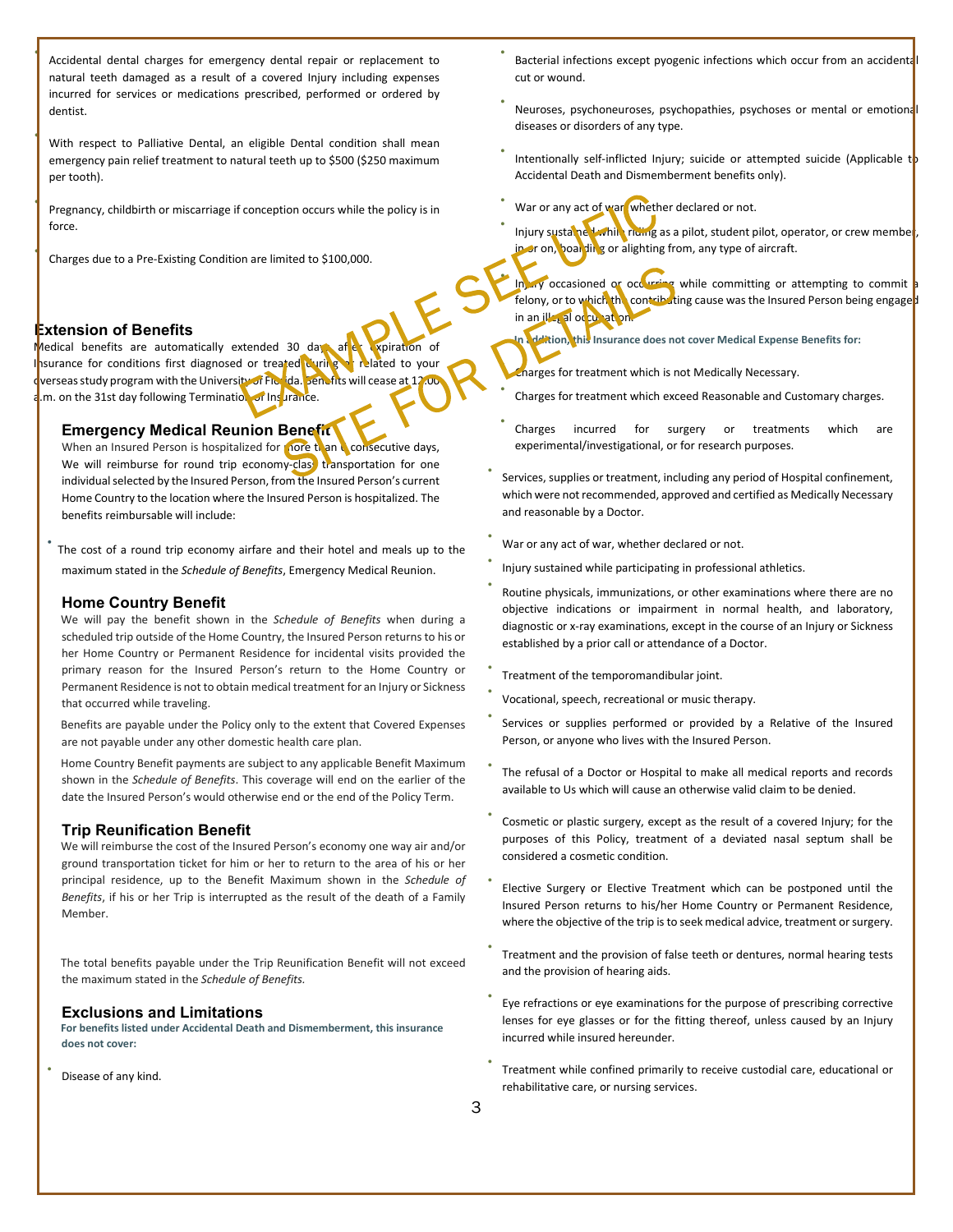- Accidental dental charges for emergency dental repair or replacement to natural teeth damaged as a result of a covered Injury including expenses incurred for services or medications prescribed, performed or ordered by dentist.
- With respect to Palliative Dental, an eligible Dental condition shall mean emergency pain relief treatment to natural teeth up to $500 ($250 maximum per tooth).
- Pregnancy, childbirth or miscarriage if conception occurs while the policy is in force.
- Charges due to a Pre-Existing Condition are limited to $100,000.

## Extension of Benefits

Medical benefits are automatically extended 30 days after expiration of Insurance for conditions first diagnosed or treated during or related to your overseas study program with the University of Florida. Benefits will cease at 12:00 a.m. on the 31st day following Termination of Insurance.

### Emergency Medical Reunion Benefit

When an Insured Person is hospitalized for more than 6 consecutive days, We will reimburse for round trip economy-class transportation for one individual selected by the Insured Person, from the Insured Person's current Home Country to the location where the Insured Person is hospitalized. The benefits reimbursable will include:

- The cost of a round trip economy airfare and their hotel and meals up to the maximum stated in the *Schedule of Benefits*, Emergency Medical Reunion.

### Home Country Benefit

We will pay the benefit shown in the *Schedule of Benefits* when during a scheduled trip outside of the Home Country, the Insured Person returns to his or her Home Country or Permanent Residence for incidental visits provided the primary reason for the Insured Person's return to the Home Country or Permanent Residence is not to obtain medical treatment for an Injury or Sickness that occurred while traveling.

Benefits are payable under the Policy only to the extent that Covered Expenses are not payable under any other domestic health care plan.

Home Country Benefit payments are subject to any applicable Benefit Maximum shown in the *Schedule of Benefits*. This coverage will end on the earlier of the date the Insured Person's would otherwise end or the end of the Policy Term.

### Trip Reunification Benefit

We will reimburse the cost of the Insured Person's economy one way air and/or ground transportation ticket for him or her to return to the area of his or her principal residence, up to the Benefit Maximum shown in the *Schedule of Benefits*, if his or her Trip is interrupted as the result of the death of a Family Member.

The total benefits payable under the Trip Reunification Benefit will not exceed the maximum stated in the *Schedule of Benefits.*

### Exclusions and Limitations

**For benefits listed under Accidental Death and Dismemberment, this insurance does not cover:**

- Disease of any kind.
- Bacterial infections except pyogenic infections which occur from an accidental cut or wound.
- Neuroses, psychoneuroses, psychopathies, psychoses or mental or emotional diseases or disorders of any type.
- Intentionally self-inflicted Injury; suicide or attempted suicide (Applicable to Accidental Death and Dismemberment benefits only).
- War or any act of war, whether declared or not.
- Injury sustained while riding as a pilot, student pilot, operator, or crew member, in or on, boarding or alighting from, any type of aircraft.
- Injury occasioned or occurring while committing or attempting to commit a felony, or to which the contributing cause was the Insured Person being engaged in an illegal occupation.

**In addition, this Insurance does not cover Medical Expense Benefits for:**

- Charges for treatment which is not Medically Necessary.
- Charges for treatment which exceed Reasonable and Customary charges.
- Charges incurred for surgery or treatments which are experimental/investigational, or for research purposes.
- Services, supplies or treatment, including any period of Hospital confinement, which were not recommended, approved and certified as Medically Necessary and reasonable by a Doctor.
- War or any act of war, whether declared or not.
- Injury sustained while participating in professional athletics.
- Routine physicals, immunizations, or other examinations where there are no objective indications or impairment in normal health, and laboratory, diagnostic or x-ray examinations, except in the course of an Injury or Sickness established by a prior call or attendance of a Doctor.
- Treatment of the temporomandibular joint.
- Vocational, speech, recreational or music therapy.
- Services or supplies performed or provided by a Relative of the Insured Person, or anyone who lives with the Insured Person.
- The refusal of a Doctor or Hospital to make all medical reports and records available to Us which will cause an otherwise valid claim to be denied.
- Cosmetic or plastic surgery, except as the result of a covered Injury; for the purposes of this Policy, treatment of a deviated nasal septum shall be considered a cosmetic condition.
- Elective Surgery or Elective Treatment which can be postponed until the Insured Person returns to his/her Home Country or Permanent Residence, where the objective of the trip is to seek medical advice, treatment or surgery.
- Treatment and the provision of false teeth or dentures, normal hearing tests and the provision of hearing aids.
- Eye refractions or eye examinations for the purpose of prescribing corrective lenses for eye glasses or for the fitting thereof, unless caused by an Injury incurred while insured hereunder.
- Treatment while confined primarily to receive custodial care, educational or rehabilitative care, or nursing services.

EXAMPLE SEE UFIC SITE FOR DETAILS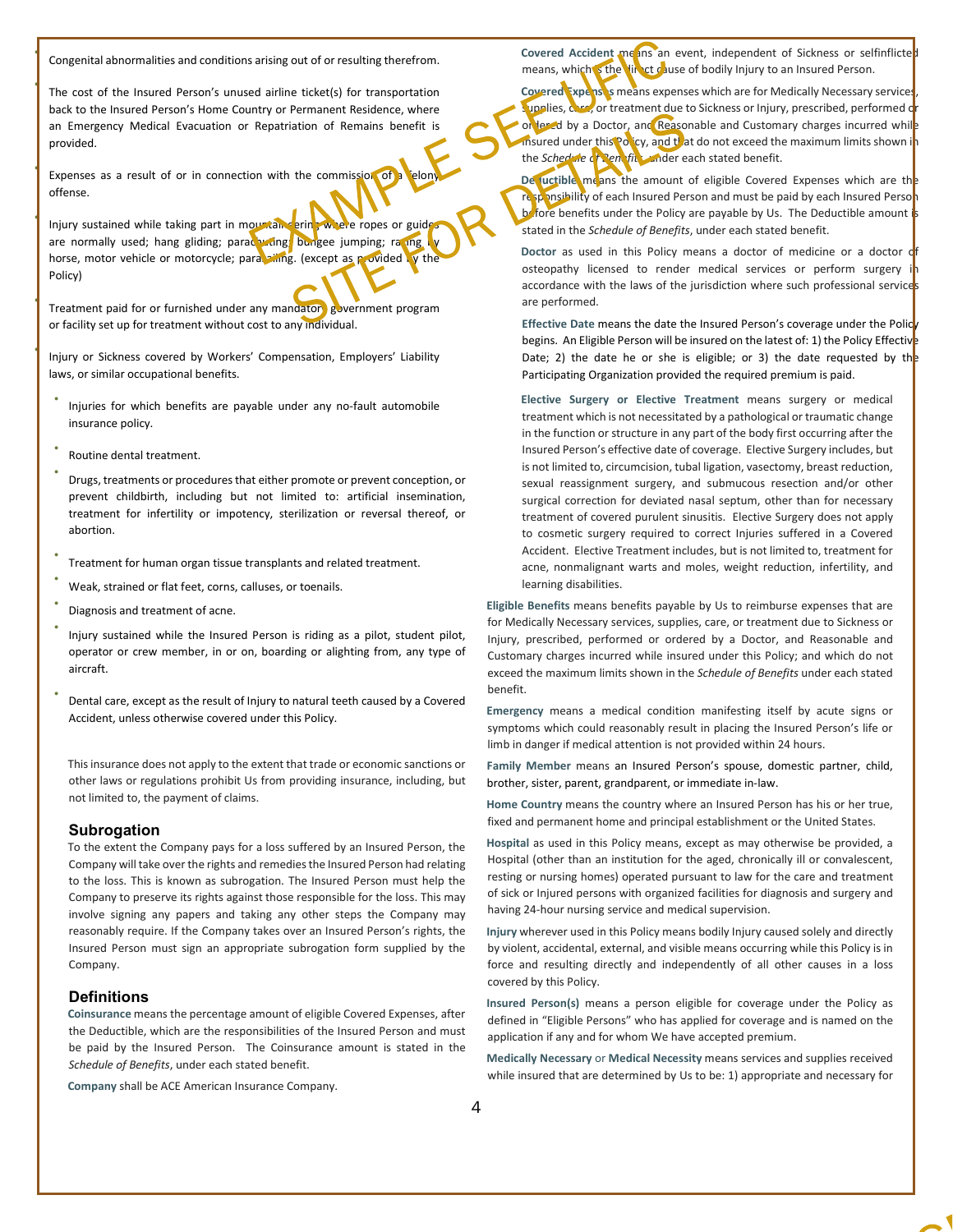- Congenital abnormalities and conditions arising out of or resulting therefrom.
- The cost of the Insured Person's unused airline ticket(s) for transportation back to the Insured Person's Home Country or Permanent Residence, where an Emergency Medical Evacuation or Repatriation of Remains benefit is provided.
- Expenses as a result of or in connection with the commission of a felony offense.
- Injury sustained while taking part in mountaineering where ropes or guides are normally used; hang gliding; parachuting; bungee jumping; racing by horse, motor vehicle or motorcycle; parasailing. (except as provided by the Policy)
- Treatment paid for or furnished under any mandatory government program or facility set up for treatment without cost to any individual.
- Injury or Sickness covered by Workers' Compensation, Employers' Liability laws, or similar occupational benefits.
- Injuries for which benefits are payable under any no-fault automobile insurance policy.
- Routine dental treatment.
- Drugs, treatments or procedures that either promote or prevent conception, or prevent childbirth, including but not limited to: artificial insemination, treatment for infertility or impotency, sterilization or reversal thereof, or abortion.
- Treatment for human organ tissue transplants and related treatment.
- Weak, strained or flat feet, corns, calluses, or toenails.
- Diagnosis and treatment of acne.
- Injury sustained while the Insured Person is riding as a pilot, student pilot, operator or crew member, in or on, boarding or alighting from, any type of aircraft.
- Dental care, except as the result of Injury to natural teeth caused by a Covered Accident, unless otherwise covered under this Policy.

This insurance does not apply to the extent that trade or economic sanctions or other laws or regulations prohibit Us from providing insurance, including, but not limited to, the payment of claims.

## Subrogation

To the extent the Company pays for a loss suffered by an Insured Person, the Company will take over the rights and remedies the Insured Person had relating to the loss. This is known as subrogation. The Insured Person must help the Company to preserve its rights against those responsible for the loss. This may involve signing any papers and taking any other steps the Company may reasonably require. If the Company takes over an Insured Person's rights, the Insured Person must sign an appropriate subrogation form supplied by the Company.

## Definitions

**Coinsurance** means the percentage amount of eligible Covered Expenses, after the Deductible, which are the responsibilities of the Insured Person and must be paid by the Insured Person. The Coinsurance amount is stated in the *Schedule of Benefits*, under each stated benefit.

**Company** shall be ACE American Insurance Company.

**Covered Accident** means an event, independent of Sickness or selfinflicted means, which is the direct cause of bodily Injury to an Insured Person.

**Covered Expenses** means expenses which are for Medically Necessary services, supplies, care, or treatment due to Sickness or Injury, prescribed, performed or ordered by a Doctor, and Reasonable and Customary charges incurred while insured under this Policy, and that do not exceed the maximum limits shown in the *Schedule of Benefits*, under each stated benefit.

**Deductible** means the amount of eligible Covered Expenses which are the responsibility of each Insured Person and must be paid by each Insured Person before benefits under the Policy are payable by Us. The Deductible amount is stated in the *Schedule of Benefits*, under each stated benefit.

**Doctor** as used in this Policy means a doctor of medicine or a doctor of osteopathy licensed to render medical services or perform surgery in accordance with the laws of the jurisdiction where such professional services are performed.

**Effective Date** means the date the Insured Person's coverage under the Policy begins. An Eligible Person will be insured on the latest of: 1) the Policy Effective Date; 2) the date he or she is eligible; or 3) the date requested by the Participating Organization provided the required premium is paid.

**Elective Surgery or Elective Treatment** means surgery or medical treatment which is not necessitated by a pathological or traumatic change in the function or structure in any part of the body first occurring after the Insured Person's effective date of coverage. Elective Surgery includes, but is not limited to, circumcision, tubal ligation, vasectomy, breast reduction, sexual reassignment surgery, and submucous resection and/or other surgical correction for deviated nasal septum, other than for necessary treatment of covered purulent sinusitis. Elective Surgery does not apply to cosmetic surgery required to correct Injuries suffered in a Covered Accident. Elective Treatment includes, but is not limited to, treatment for acne, nonmalignant warts and moles, weight reduction, infertility, and learning disabilities.

**Eligible Benefits** means benefits payable by Us to reimburse expenses that are for Medically Necessary services, supplies, care, or treatment due to Sickness or Injury, prescribed, performed or ordered by a Doctor, and Reasonable and Customary charges incurred while insured under this Policy; and which do not exceed the maximum limits shown in the *Schedule of Benefits* under each stated benefit.

**Emergency** means a medical condition manifesting itself by acute signs or symptoms which could reasonably result in placing the Insured Person's life or limb in danger if medical attention is not provided within 24 hours.

**Family Member** means an Insured Person's spouse, domestic partner, child, brother, sister, parent, grandparent, or immediate in-law.

**Home Country** means the country where an Insured Person has his or her true, fixed and permanent home and principal establishment or the United States.

**Hospital** as used in this Policy means, except as may otherwise be provided, a Hospital (other than an institution for the aged, chronically ill or convalescent, resting or nursing homes) operated pursuant to law for the care and treatment of sick or Injured persons with organized facilities for diagnosis and surgery and having 24-hour nursing service and medical supervision.

**Injury** wherever used in this Policy means bodily Injury caused solely and directly by violent, accidental, external, and visible means occurring while this Policy is in force and resulting directly and independently of all other causes in a loss covered by this Policy.

**Insured Person(s)** means a person eligible for coverage under the Policy as defined in "Eligible Persons" who has applied for coverage and is named on the application if any and for whom We have accepted premium.

**Medically Necessary** or **Medical Necessity** means services and supplies received while insured that are determined by Us to be: 1) appropriate and necessary for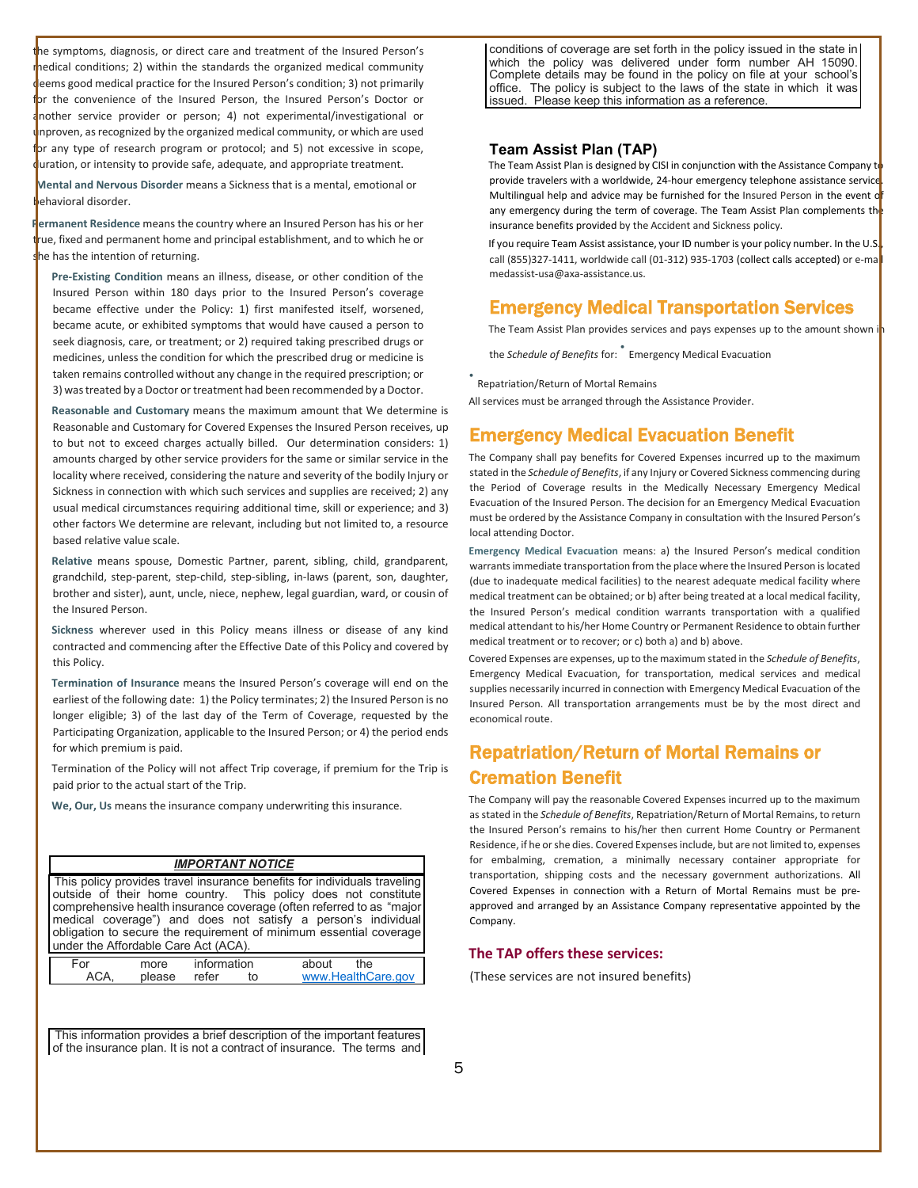the symptoms, diagnosis, or direct care and treatment of the Insured Person's medical conditions; 2) within the standards the organized medical community deems good medical practice for the Insured Person's condition; 3) not primarily for the convenience of the Insured Person, the Insured Person's Doctor or another service provider or person; 4) not experimental/investigational or unproven, as recognized by the organized medical community, or which are used for any type of research program or protocol; and 5) not excessive in scope, duration, or intensity to provide safe, adequate, and appropriate treatment.

**Mental and Nervous Disorder** means a Sickness that is a mental, emotional or behavioral disorder.

**Permanent Residence** means the country where an Insured Person has his or her true, fixed and permanent home and principal establishment, and to which he or she has the intention of returning.

**Pre-Existing Condition** means an illness, disease, or other condition of the Insured Person within 180 days prior to the Insured Person's coverage became effective under the Policy: 1) first manifested itself, worsened, became acute, or exhibited symptoms that would have caused a person to seek diagnosis, care, or treatment; or 2) required taking prescribed drugs or medicines, unless the condition for which the prescribed drug or medicine is taken remains controlled without any change in the required prescription; or 3) was treated by a Doctor or treatment had been recommended by a Doctor.

**Reasonable and Customary** means the maximum amount that We determine is Reasonable and Customary for Covered Expenses the Insured Person receives, up to but not to exceed charges actually billed. Our determination considers: 1) amounts charged by other service providers for the same or similar service in the locality where received, considering the nature and severity of the bodily Injury or Sickness in connection with which such services and supplies are received; 2) any usual medical circumstances requiring additional time, skill or experience; and 3) other factors We determine are relevant, including but not limited to, a resource based relative value scale.

**Relative** means spouse, Domestic Partner, parent, sibling, child, grandparent, grandchild, step-parent, step-child, step-sibling, in-laws (parent, son, daughter, brother and sister), aunt, uncle, niece, nephew, legal guardian, ward, or cousin of the Insured Person.

**Sickness** wherever used in this Policy means illness or disease of any kind contracted and commencing after the Effective Date of this Policy and covered by this Policy.

**Termination of Insurance** means the Insured Person's coverage will end on the earliest of the following date: 1) the Policy terminates; 2) the Insured Person is no longer eligible; 3) of the last day of the Term of Coverage, requested by the Participating Organization, applicable to the Insured Person; or 4) the period ends for which premium is paid.

Termination of the Policy will not affect Trip coverage, if premium for the Trip is paid prior to the actual start of the Trip.

**We, Our, Us** means the insurance company underwriting this insurance.

***IMPORTANT NOTICE***

This policy provides travel insurance benefits for individuals traveling outside of their home country. This policy does not constitute comprehensive health insurance coverage (often referred to as "major medical coverage") and does not satisfy a person's individual obligation to secure the requirement of minimum essential coverage under the Affordable Care Act (ACA).

For more information about the ACA, please refer to www.HealthCare.gov

This information provides a brief description of the important features of the insurance plan. It is not a contract of insurance. The terms and conditions of coverage are set forth in the policy issued in the state in which the policy was delivered under form number AH 15090. Complete details may be found in the policy on file at your school's office. The policy is subject to the laws of the state in which it was issued. Please keep this information as a reference.

## Team Assist Plan (TAP)

The Team Assist Plan is designed by CISI in conjunction with the Assistance Company to provide travelers with a worldwide, 24-hour emergency telephone assistance service. Multilingual help and advice may be furnished for the Insured Person in the event of any emergency during the term of coverage. The Team Assist Plan complements the insurance benefits provided by the Accident and Sickness policy.

If you require Team Assist assistance, your ID number is your policy number. In the U.S., call (855)327-1411, worldwide call (01-312) 935-1703 (collect calls accepted) or e-mail medassist-usa@axa-assistance.us.

## Emergency Medical Transportation Services

The Team Assist Plan provides services and pays expenses up to the amount shown in the *Schedule of Benefits* for:

- Emergency Medical Evacuation
- Repatriation/Return of Mortal Remains

All services must be arranged through the Assistance Provider.

## Emergency Medical Evacuation Benefit

The Company shall pay benefits for Covered Expenses incurred up to the maximum stated in the *Schedule of Benefits*, if any Injury or Covered Sickness commencing during the Period of Coverage results in the Medically Necessary Emergency Medical Evacuation of the Insured Person. The decision for an Emergency Medical Evacuation must be ordered by the Assistance Company in consultation with the Insured Person's local attending Doctor.

**Emergency Medical Evacuation** means: a) the Insured Person's medical condition warrants immediate transportation from the place where the Insured Person is located (due to inadequate medical facilities) to the nearest adequate medical facility where medical treatment can be obtained; or b) after being treated at a local medical facility, the Insured Person's medical condition warrants transportation with a qualified medical attendant to his/her Home Country or Permanent Residence to obtain further medical treatment or to recover; or c) both a) and b) above.

Covered Expenses are expenses, up to the maximum stated in the *Schedule of Benefits*, Emergency Medical Evacuation, for transportation, medical services and medical supplies necessarily incurred in connection with Emergency Medical Evacuation of the Insured Person. All transportation arrangements must be by the most direct and economical route.

## Repatriation/Return of Mortal Remains or Cremation Benefit

The Company will pay the reasonable Covered Expenses incurred up to the maximum as stated in the *Schedule of Benefits*, Repatriation/Return of Mortal Remains, to return the Insured Person's remains to his/her then current Home Country or Permanent Residence, if he or she dies. Covered Expenses include, but are not limited to, expenses for embalming, cremation, a minimally necessary container appropriate for transportation, shipping costs and the necessary government authorizations. All Covered Expenses in connection with a Return of Mortal Remains must be pre-approved and arranged by an Assistance Company representative appointed by the Company.

### The TAP offers these services:

(These services are not insured benefits)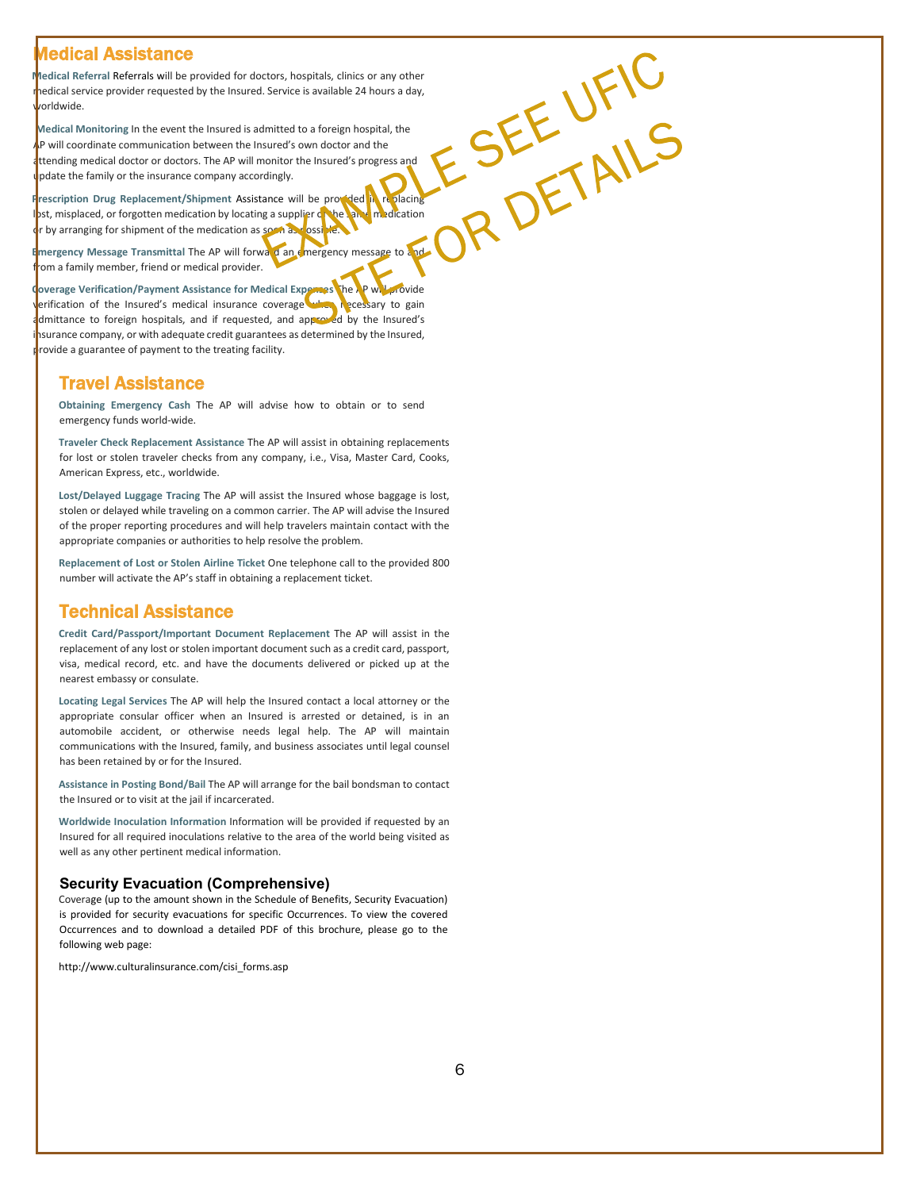## Medical Assistance

**Medical Referral** Referrals will be provided for doctors, hospitals, clinics or any other medical service provider requested by the Insured. Service is available 24 hours a day, worldwide.

**Medical Monitoring** In the event the Insured is admitted to a foreign hospital, the AP will coordinate communication between the Insured's own doctor and the attending medical doctor or doctors. The AP will monitor the Insured's progress and update the family or the insurance company accordingly.

**Prescription Drug Replacement/Shipment** Assistance will be provided in replacing lost, misplaced, or forgotten medication by locating a supplier of the same medication or by arranging for shipment of the medication as soon as possible.

**Emergency Message Transmittal** The AP will forward an emergency message to and from a family member, friend or medical provider.

**Coverage Verification/Payment Assistance for Medical Expenses** The AP will provide verification of the Insured's medical insurance coverage when necessary to gain admittance to foreign hospitals, and if requested, and approved by the Insured's insurance company, or with adequate credit guarantees as determined by the Insured, provide a guarantee of payment to the treating facility.

EXAMPLE SEE UFIC SITE FOR DETAILS

## Travel Assistance

**Obtaining Emergency Cash** The AP will advise how to obtain or to send emergency funds world-wide.

**Traveler Check Replacement Assistance** The AP will assist in obtaining replacements for lost or stolen traveler checks from any company, i.e., Visa, Master Card, Cooks, American Express, etc., worldwide.

**Lost/Delayed Luggage Tracing** The AP will assist the Insured whose baggage is lost, stolen or delayed while traveling on a common carrier. The AP will advise the Insured of the proper reporting procedures and will help travelers maintain contact with the appropriate companies or authorities to help resolve the problem.

**Replacement of Lost or Stolen Airline Ticket** One telephone call to the provided 800 number will activate the AP's staff in obtaining a replacement ticket.

## Technical Assistance

**Credit Card/Passport/Important Document Replacement** The AP will assist in the replacement of any lost or stolen important document such as a credit card, passport, visa, medical record, etc. and have the documents delivered or picked up at the nearest embassy or consulate.

**Locating Legal Services** The AP will help the Insured contact a local attorney or the appropriate consular officer when an Insured is arrested or detained, is in an automobile accident, or otherwise needs legal help. The AP will maintain communications with the Insured, family, and business associates until legal counsel has been retained by or for the Insured.

**Assistance in Posting Bond/Bail** The AP will arrange for the bail bondsman to contact the Insured or to visit at the jail if incarcerated.

**Worldwide Inoculation Information** Information will be provided if requested by an Insured for all required inoculations relative to the area of the world being visited as well as any other pertinent medical information.

### Security Evacuation (Comprehensive)

Coverage (up to the amount shown in the Schedule of Benefits, Security Evacuation) is provided for security evacuations for specific Occurrences. To view the covered Occurrences and to download a detailed PDF of this brochure, please go to the following web page:

http://www.culturalinsurance.com/cisi_forms.asp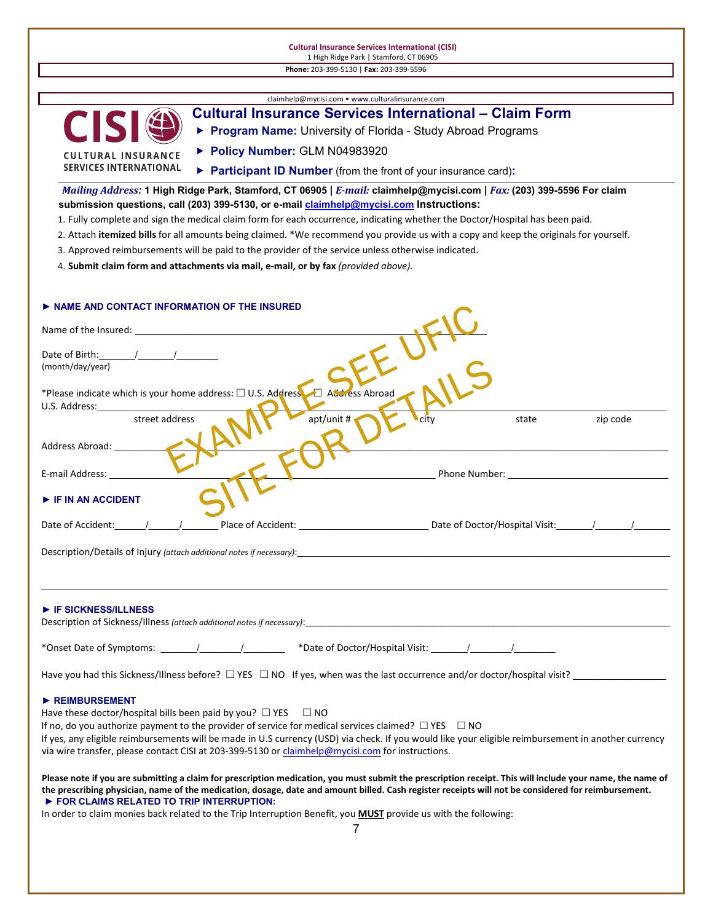Cultural Insurance Services International (CISI)
1 High Ridge Park | Stamford, CT 06905
**Phone:** 203-399-5130 | **Fax:** 203-399-5596

claimhelp@mycisi.com • www.culturalinsurance.com

CISI CULTURAL INSURANCE SERVICES INTERNATIONAL

# Cultural Insurance Services International – Claim Form

- **Program Name:** University of Florida - Study Abroad Programs
- **Policy Number:** GLM N04983920
- **Participant ID Number** (from the front of your insurance card)**:**

***Mailing Address:*** **1 High Ridge Park, Stamford, CT 06905** | ***E-mail:*** **claimhelp@mycisi.com** | ***Fax:*** **(203) 399-5596 For claim submission questions, call (203) 399-5130, or e-mail [claimhelp@mycisi.com](mailto:claimhelp@mycisi.com) Instructions:**

1. Fully complete and sign the medical claim form for each occurrence, indicating whether the Doctor/Hospital has been paid.
2. Attach **itemized bills** for all amounts being claimed. *We recommend you provide us with a copy and keep the originals for yourself.
3. Approved reimbursements will be paid to the provider of the service unless otherwise indicated.
4. **Submit claim form and attachments via mail, e-mail, or by fax** *(provided above).*

EXAMPLE SEE UFIC SITE FOR DETAILS

### ► NAME AND CONTACT INFORMATION OF THE INSURED

Name of the Insured: ______________________________________________

Date of Birth:_______/_______/________
(month/day/year)

*Please indicate which is your home address: ☐ U.S. Address ☐ Address Abroad

U.S. Address:__________________________________________________________________________________
street address apt/unit # city state zip code

Address Abroad: ______________________________________________________________________________

E-mail Address: ________________________________________________ Phone Number: ______________________

### ► IF IN AN ACCIDENT

Date of Accident:______/______/_______ Place of Accident: ________________________ Date of Doctor/Hospital Visit:_______/_______/_______

Description/Details of Injury *(attach additional notes if necessary)*:______________________________________________________

_____________________________________________________________________________________________

### ► IF SICKNESS/ILLNESS

Description of Sickness/Illness *(attach additional notes if necessary)*:____________________________________________________

*Onset Date of Symptoms: _______/________/________ *Date of Doctor/Hospital Visit: _______/________/________

Have you had this Sickness/Illness before? ☐ YES ☐ NO If yes, when was the last occurrence and/or doctor/hospital visit? _________________

### ► REIMBURSEMENT

Have these doctor/hospital bills been paid by you? ☐ YES ☐ NO

If no, do you authorize payment to the provider of service for medical services claimed? ☐ YES ☐ NO

If yes, any eligible reimbursements will be made in U.S currency (USD) via check. If you would like your eligible reimbursement in another currency via wire transfer, please contact CISI at 203-399-5130 or [claimhelp@mycisi.com](mailto:claimhelp@mycisi.com) for instructions.

**Please note if you are submitting a claim for prescription medication, you must submit the prescription receipt. This will include your name, the name of the prescribing physician, name of the medication, dosage, date and amount billed. Cash register receipts will not be considered for reimbursement.**

### ► FOR CLAIMS RELATED TO TRIP INTERRUPTION:

In order to claim monies back related to the Trip Interruption Benefit, you **MUST** provide us with the following: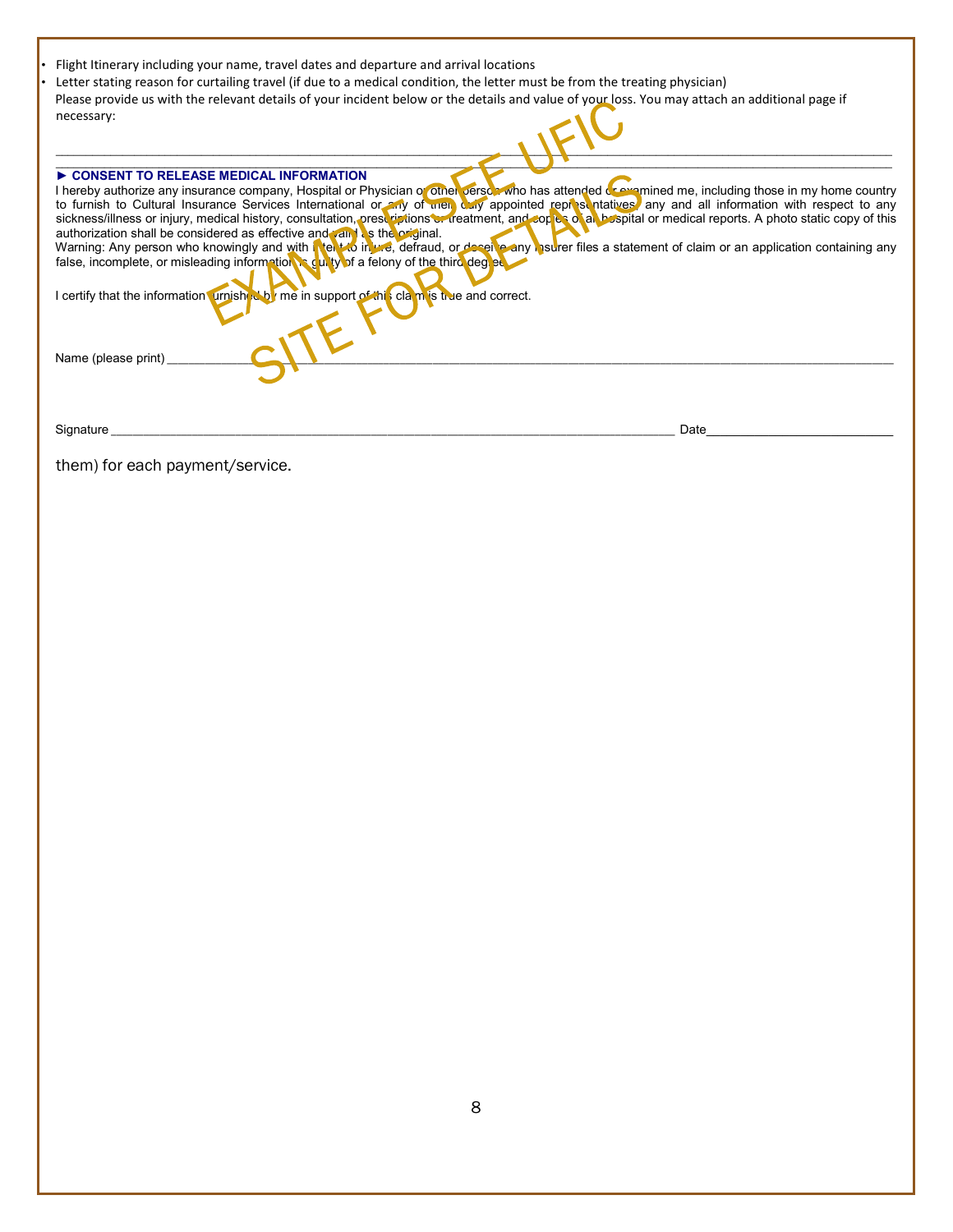- Flight Itinerary including your name, travel dates and departure and arrival locations
- Letter stating reason for curtailing travel (if due to a medical condition, the letter must be from the treating physician)

Please provide us with the relevant details of your incident below or the details and value of your loss. You may attach an additional page if necessary:

\_\_\_\_\_\_\_\_\_\_\_\_\_\_\_\_\_\_\_\_\_\_\_\_\_\_\_\_\_\_\_\_\_\_\_\_\_\_\_\_\_\_\_\_\_\_\_\_\_\_\_\_\_\_\_\_\_\_\_\_\_\_\_\_\_\_\_\_\_\_\_\_\_\_\_\_\_\_

\_\_\_\_\_\_\_\_\_\_\_\_\_\_\_\_\_\_\_\_\_\_\_\_\_\_\_\_\_\_\_\_\_\_\_\_\_\_\_\_\_\_\_\_\_\_\_\_\_\_\_\_\_\_\_\_\_\_\_\_\_\_\_\_\_\_\_\_\_\_\_\_\_\_\_\_\_\_

**► CONSENT TO RELEASE MEDICAL INFORMATION**

I hereby authorize any insurance company, Hospital or Physician or other person who has attended or examined me, including those in my home country to furnish to Cultural Insurance Services International or any of their duly appointed representatives, any and all information with respect to any sickness/illness or injury, medical history, consultation, prescriptions or treatment, and copies of all hospital or medical reports. A photo static copy of this authorization shall be considered as effective and valid as the original.

Warning: Any person who knowingly and with intent to injure, defraud, or deceive any insurer files a statement of claim or an application containing any false, incomplete, or misleading information is guilty of a felony of the third degree.

I certify that the information furnished by me in support of this claim is true and correct.

Name (please print) \_\_\_\_\_\_\_\_\_\_\_\_\_\_\_\_\_\_\_\_\_\_\_\_\_\_\_\_\_\_\_\_\_\_\_\_\_\_\_\_\_\_\_\_\_\_\_\_\_\_\_\_\_\_\_\_\_\_\_\_

Signature \_\_\_\_\_\_\_\_\_\_\_\_\_\_\_\_\_\_\_\_\_\_\_\_\_\_\_\_\_\_\_\_\_\_\_\_\_\_\_\_\_\_\_\_\_\_\_\_\_\_\_\_\_\_ Date\_\_\_\_\_\_\_\_\_\_\_\_\_\_\_\_\_\_\_\_

them) for each payment/service.

EXAMPLE SEE UFIC SITE FOR DETAILS